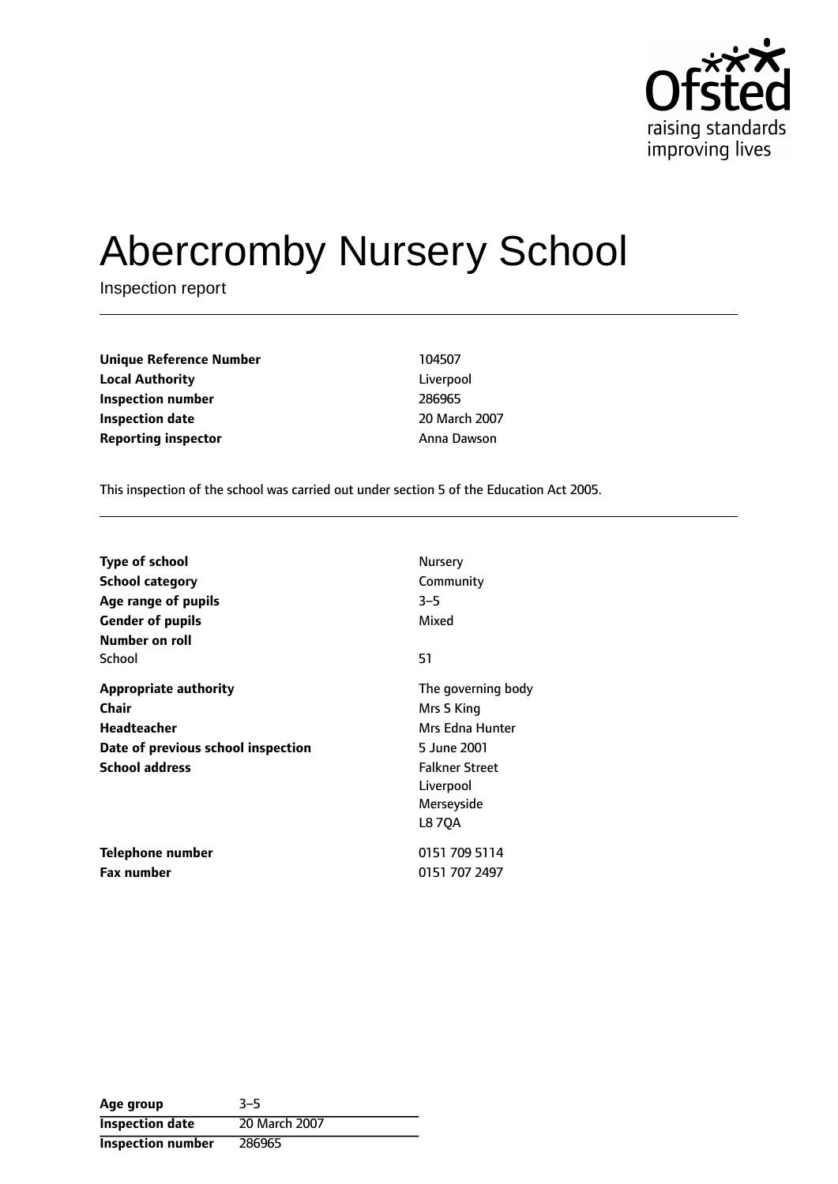# Abercromby Nursery School

Inspection report

| | |
|---|---|
| **Unique Reference Number** | 104507 |
| **Local Authority** | Liverpool |
| **Inspection number** | 286965 |
| **Inspection date** | 20 March 2007 |
| **Reporting inspector** | Anna Dawson |

This inspection of the school was carried out under section 5 of the Education Act 2005.

| | |
|---|---|
| **Type of school** | Nursery |
| **School category** | Community |
| **Age range of pupils** | 3–5 |
| **Gender of pupils** | Mixed |
| **Number on roll** | |
| School | 51 |
| **Appropriate authority** | The governing body |
| **Chair** | Mrs S King |
| **Headteacher** | Mrs Edna Hunter |
| **Date of previous school inspection** | 5 June 2001 |
| **School address** | Falkner Street<br>Liverpool<br>Merseyside<br>L8 7QA |
| **Telephone number** | 0151 709 5114 |
| **Fax number** | 0151 707 2497 |

| | |
|---|---|
| **Age group** | 3–5 |
| **Inspection date** | 20 March 2007 |
| **Inspection number** | 286965 |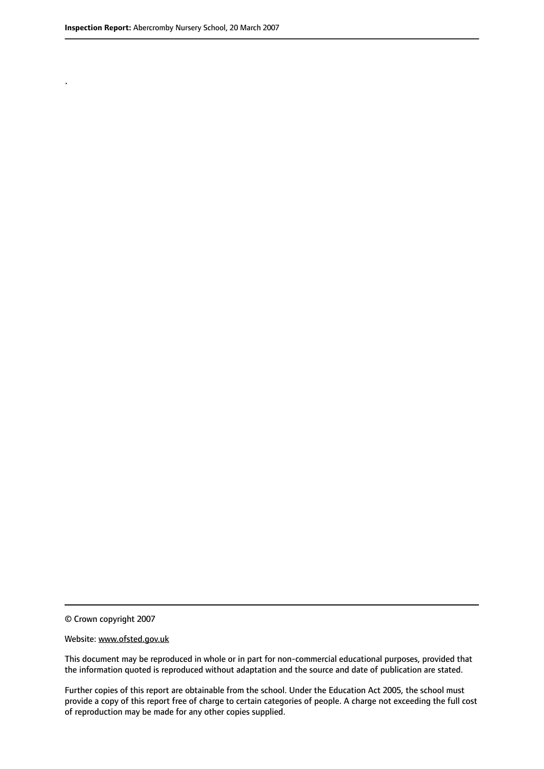.

© Crown copyright 2007

Website: www.ofsted.gov.uk

This document may be reproduced in whole or in part for non-commercial educational purposes, provided that the information quoted is reproduced without adaptation and the source and date of publication are stated.

Further copies of this report are obtainable from the school. Under the Education Act 2005, the school must provide a copy of this report free of charge to certain categories of people. A charge not exceeding the full cost of reproduction may be made for any other copies supplied.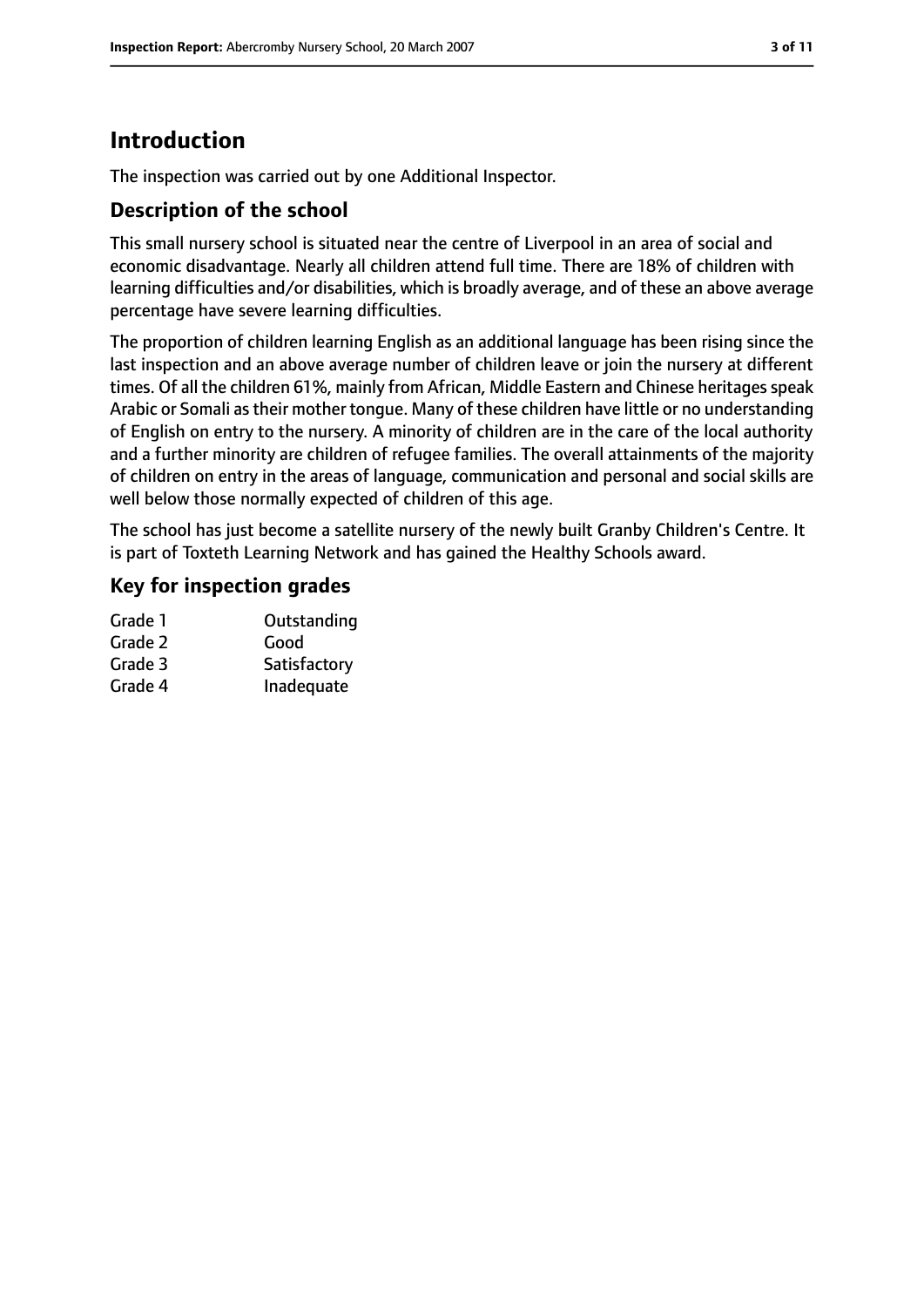## Introduction

The inspection was carried out by one Additional Inspector.

### Description of the school

This small nursery school is situated near the centre of Liverpool in an area of social and economic disadvantage. Nearly all children attend full time. There are 18% of children with learning difficulties and/or disabilities, which is broadly average, and of these an above average percentage have severe learning difficulties.

The proportion of children learning English as an additional language has been rising since the last inspection and an above average number of children leave or join the nursery at different times. Of all the children 61%, mainly from African, Middle Eastern and Chinese heritages speak Arabic or Somali as their mother tongue. Many of these children have little or no understanding of English on entry to the nursery. A minority of children are in the care of the local authority and a further minority are children of refugee families. The overall attainments of the majority of children on entry in the areas of language, communication and personal and social skills are well below those normally expected of children of this age.

The school has just become a satellite nursery of the newly built Granby Children's Centre. It is part of Toxteth Learning Network and has gained the Healthy Schools award.

### Key for inspection grades

| | |
|---|---|
| Grade 1 | Outstanding |
| Grade 2 | Good |
| Grade 3 | Satisfactory |
| Grade 4 | Inadequate |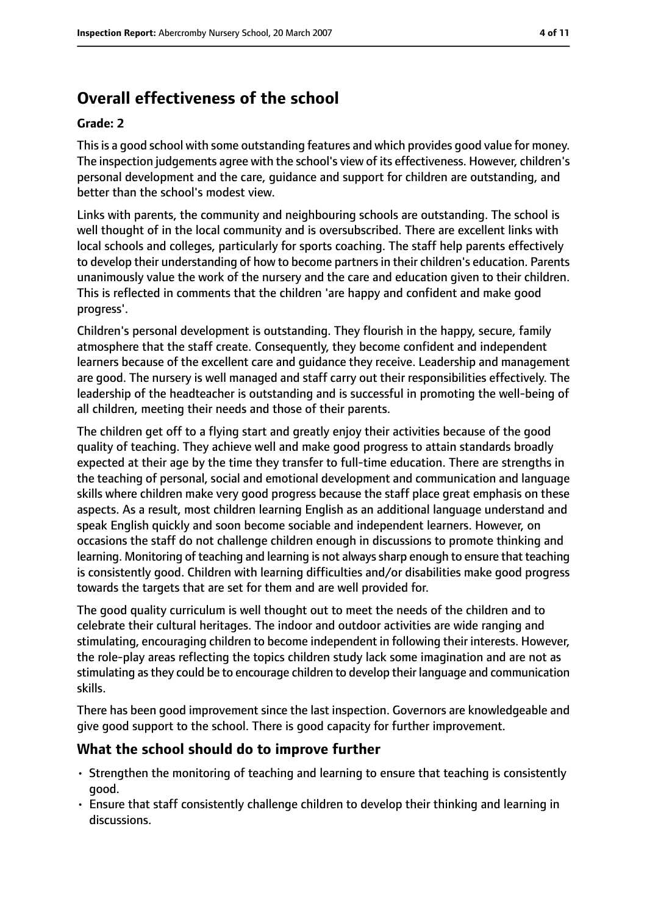## Overall effectiveness of the school

### Grade: 2

This is a good school with some outstanding features and which provides good value for money. The inspection judgements agree with the school's view of its effectiveness. However, children's personal development and the care, guidance and support for children are outstanding, and better than the school's modest view.

Links with parents, the community and neighbouring schools are outstanding. The school is well thought of in the local community and is oversubscribed. There are excellent links with local schools and colleges, particularly for sports coaching. The staff help parents effectively to develop their understanding of how to become partners in their children's education. Parents unanimously value the work of the nursery and the care and education given to their children. This is reflected in comments that the children 'are happy and confident and make good progress'.

Children's personal development is outstanding. They flourish in the happy, secure, family atmosphere that the staff create. Consequently, they become confident and independent learners because of the excellent care and guidance they receive. Leadership and management are good. The nursery is well managed and staff carry out their responsibilities effectively. The leadership of the headteacher is outstanding and is successful in promoting the well-being of all children, meeting their needs and those of their parents.

The children get off to a flying start and greatly enjoy their activities because of the good quality of teaching. They achieve well and make good progress to attain standards broadly expected at their age by the time they transfer to full-time education. There are strengths in the teaching of personal, social and emotional development and communication and language skills where children make very good progress because the staff place great emphasis on these aspects. As a result, most children learning English as an additional language understand and speak English quickly and soon become sociable and independent learners. However, on occasions the staff do not challenge children enough in discussions to promote thinking and learning. Monitoring of teaching and learning is not always sharp enough to ensure that teaching is consistently good. Children with learning difficulties and/or disabilities make good progress towards the targets that are set for them and are well provided for.

The good quality curriculum is well thought out to meet the needs of the children and to celebrate their cultural heritages. The indoor and outdoor activities are wide ranging and stimulating, encouraging children to become independent in following their interests. However, the role-play areas reflecting the topics children study lack some imagination and are not as stimulating as they could be to encourage children to develop their language and communication skills.

There has been good improvement since the last inspection. Governors are knowledgeable and give good support to the school. There is good capacity for further improvement.

## What the school should do to improve further

- Strengthen the monitoring of teaching and learning to ensure that teaching is consistently good.
- Ensure that staff consistently challenge children to develop their thinking and learning in discussions.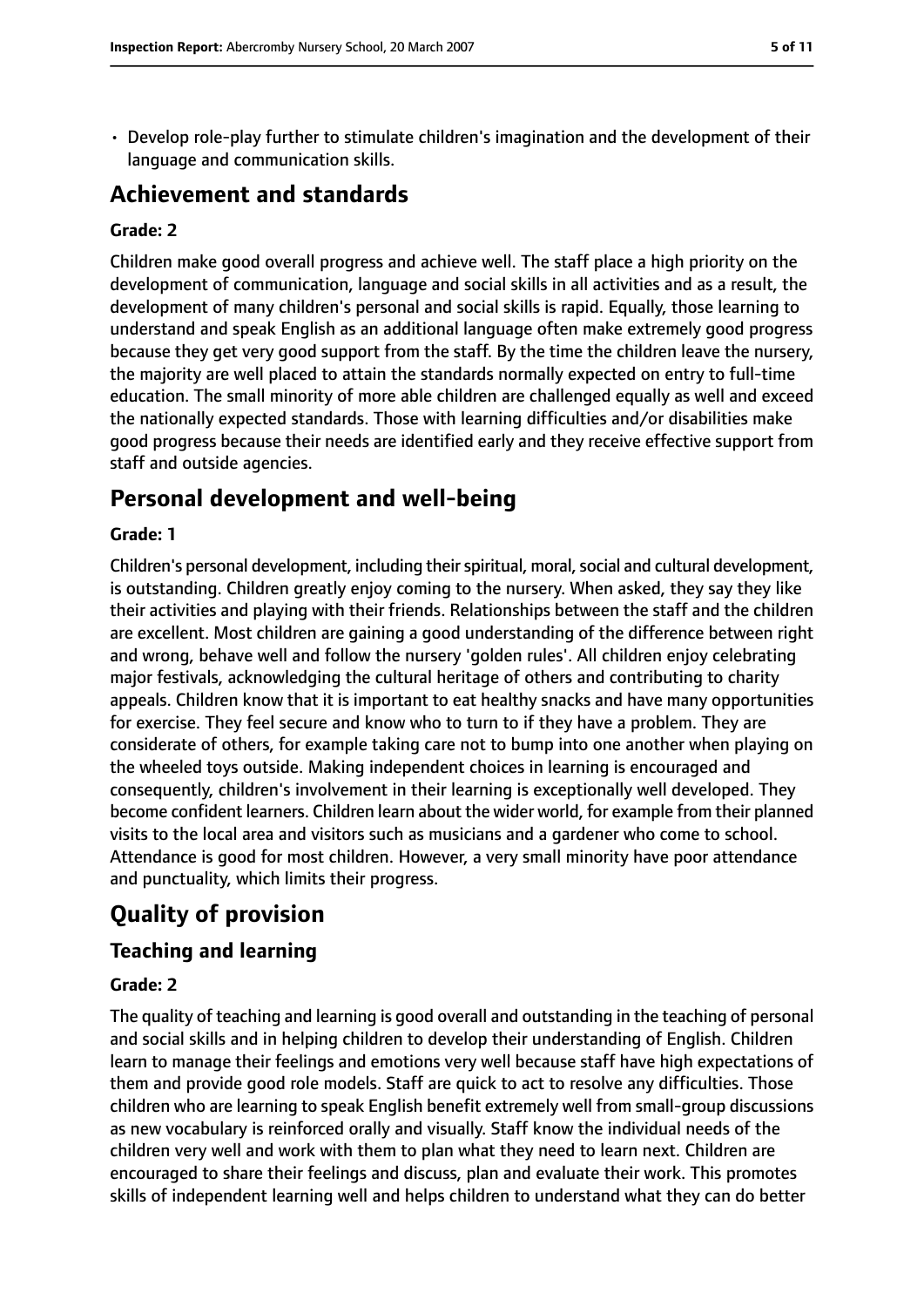- Develop role-play further to stimulate children's imagination and the development of their language and communication skills.

## Achievement and standards

### Grade: 2

Children make good overall progress and achieve well. The staff place a high priority on the development of communication, language and social skills in all activities and as a result, the development of many children's personal and social skills is rapid. Equally, those learning to understand and speak English as an additional language often make extremely good progress because they get very good support from the staff. By the time the children leave the nursery, the majority are well placed to attain the standards normally expected on entry to full-time education. The small minority of more able children are challenged equally as well and exceed the nationally expected standards. Those with learning difficulties and/or disabilities make good progress because their needs are identified early and they receive effective support from staff and outside agencies.

## Personal development and well-being

### Grade: 1

Children's personal development, including their spiritual, moral, social and cultural development, is outstanding. Children greatly enjoy coming to the nursery. When asked, they say they like their activities and playing with their friends. Relationships between the staff and the children are excellent. Most children are gaining a good understanding of the difference between right and wrong, behave well and follow the nursery 'golden rules'. All children enjoy celebrating major festivals, acknowledging the cultural heritage of others and contributing to charity appeals. Children know that it is important to eat healthy snacks and have many opportunities for exercise. They feel secure and know who to turn to if they have a problem. They are considerate of others, for example taking care not to bump into one another when playing on the wheeled toys outside. Making independent choices in learning is encouraged and consequently, children's involvement in their learning is exceptionally well developed. They become confident learners. Children learn about the wider world, for example from their planned visits to the local area and visitors such as musicians and a gardener who come to school. Attendance is good for most children. However, a very small minority have poor attendance and punctuality, which limits their progress.

## Quality of provision

### Teaching and learning

### Grade: 2

The quality of teaching and learning is good overall and outstanding in the teaching of personal and social skills and in helping children to develop their understanding of English. Children learn to manage their feelings and emotions very well because staff have high expectations of them and provide good role models. Staff are quick to act to resolve any difficulties. Those children who are learning to speak English benefit extremely well from small-group discussions as new vocabulary is reinforced orally and visually. Staff know the individual needs of the children very well and work with them to plan what they need to learn next. Children are encouraged to share their feelings and discuss, plan and evaluate their work. This promotes skills of independent learning well and helps children to understand what they can do better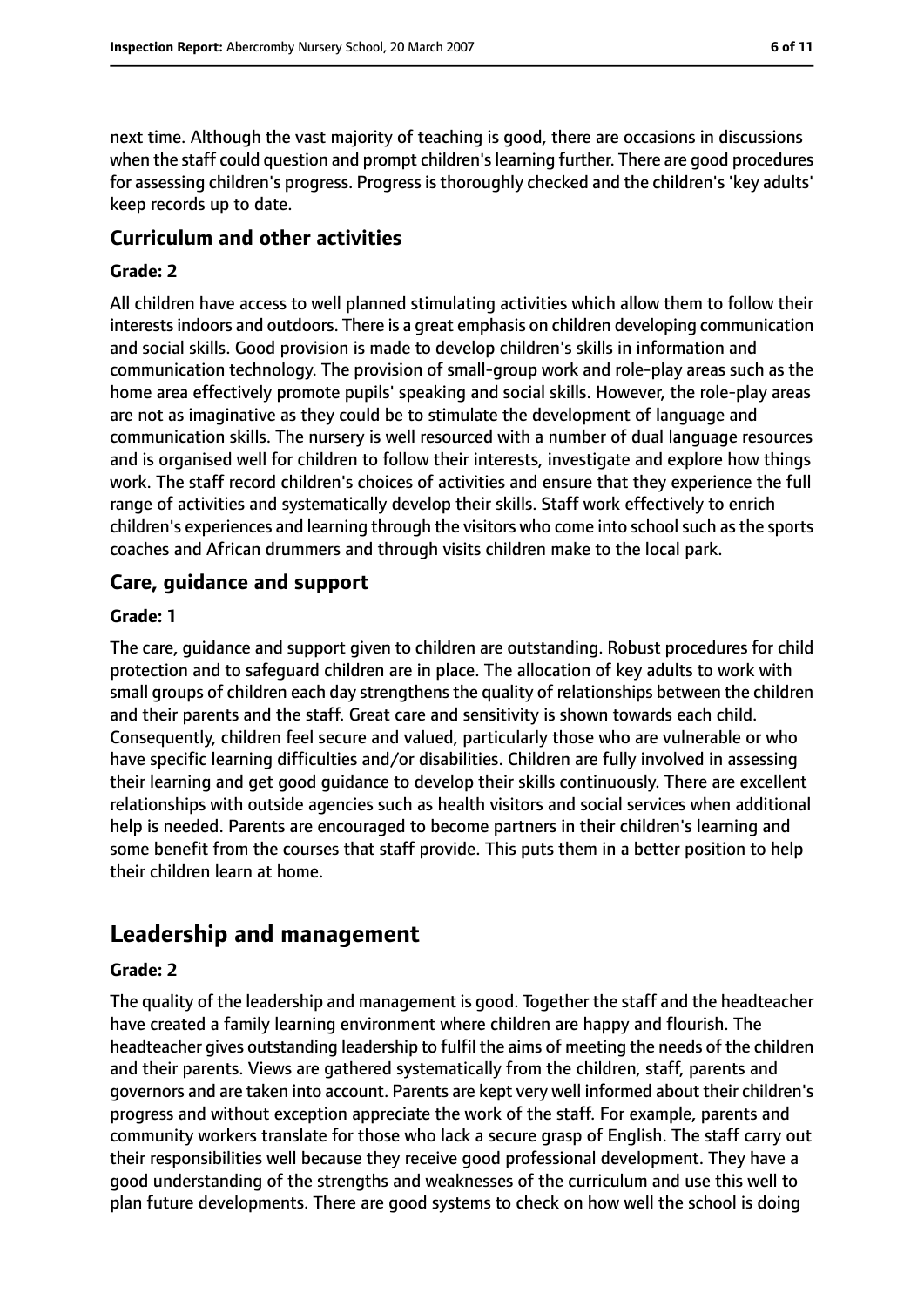next time. Although the vast majority of teaching is good, there are occasions in discussions when the staff could question and prompt children's learning further. There are good procedures for assessing children's progress. Progress is thoroughly checked and the children's 'key adults' keep records up to date.

### Curriculum and other activities

#### Grade: 2

All children have access to well planned stimulating activities which allow them to follow their interests indoors and outdoors. There is a great emphasis on children developing communication and social skills. Good provision is made to develop children's skills in information and communication technology. The provision of small-group work and role-play areas such as the home area effectively promote pupils' speaking and social skills. However, the role-play areas are not as imaginative as they could be to stimulate the development of language and communication skills. The nursery is well resourced with a number of dual language resources and is organised well for children to follow their interests, investigate and explore how things work. The staff record children's choices of activities and ensure that they experience the full range of activities and systematically develop their skills. Staff work effectively to enrich children's experiences and learning through the visitors who come into school such as the sports coaches and African drummers and through visits children make to the local park.

### Care, guidance and support

#### Grade: 1

The care, guidance and support given to children are outstanding. Robust procedures for child protection and to safeguard children are in place. The allocation of key adults to work with small groups of children each day strengthens the quality of relationships between the children and their parents and the staff. Great care and sensitivity is shown towards each child. Consequently, children feel secure and valued, particularly those who are vulnerable or who have specific learning difficulties and/or disabilities. Children are fully involved in assessing their learning and get good guidance to develop their skills continuously. There are excellent relationships with outside agencies such as health visitors and social services when additional help is needed. Parents are encouraged to become partners in their children's learning and some benefit from the courses that staff provide. This puts them in a better position to help their children learn at home.

## Leadership and management

#### Grade: 2

The quality of the leadership and management is good. Together the staff and the headteacher have created a family learning environment where children are happy and flourish. The headteacher gives outstanding leadership to fulfil the aims of meeting the needs of the children and their parents. Views are gathered systematically from the children, staff, parents and governors and are taken into account. Parents are kept very well informed about their children's progress and without exception appreciate the work of the staff. For example, parents and community workers translate for those who lack a secure grasp of English. The staff carry out their responsibilities well because they receive good professional development. They have a good understanding of the strengths and weaknesses of the curriculum and use this well to plan future developments. There are good systems to check on how well the school is doing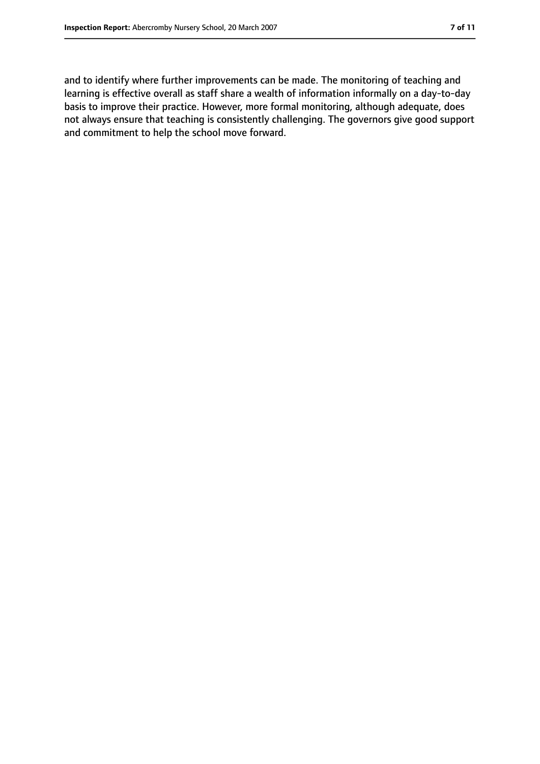and to identify where further improvements can be made. The monitoring of teaching and learning is effective overall as staff share a wealth of information informally on a day-to-day basis to improve their practice. However, more formal monitoring, although adequate, does not always ensure that teaching is consistently challenging. The governors give good support and commitment to help the school move forward.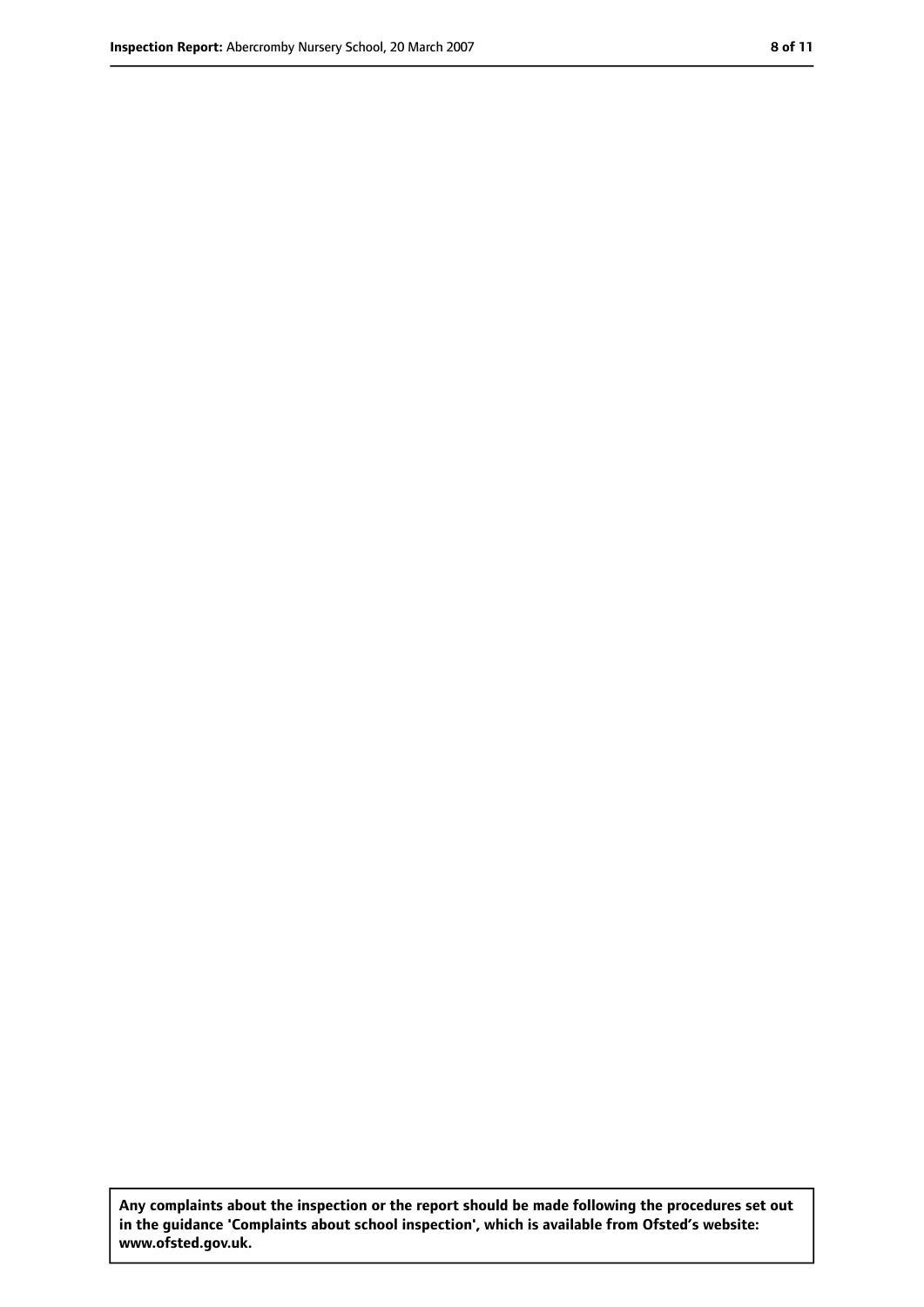**Any complaints about the inspection or the report should be made following the procedures set out in the guidance 'Complaints about school inspection', which is available from Ofsted's website: www.ofsted.gov.uk.**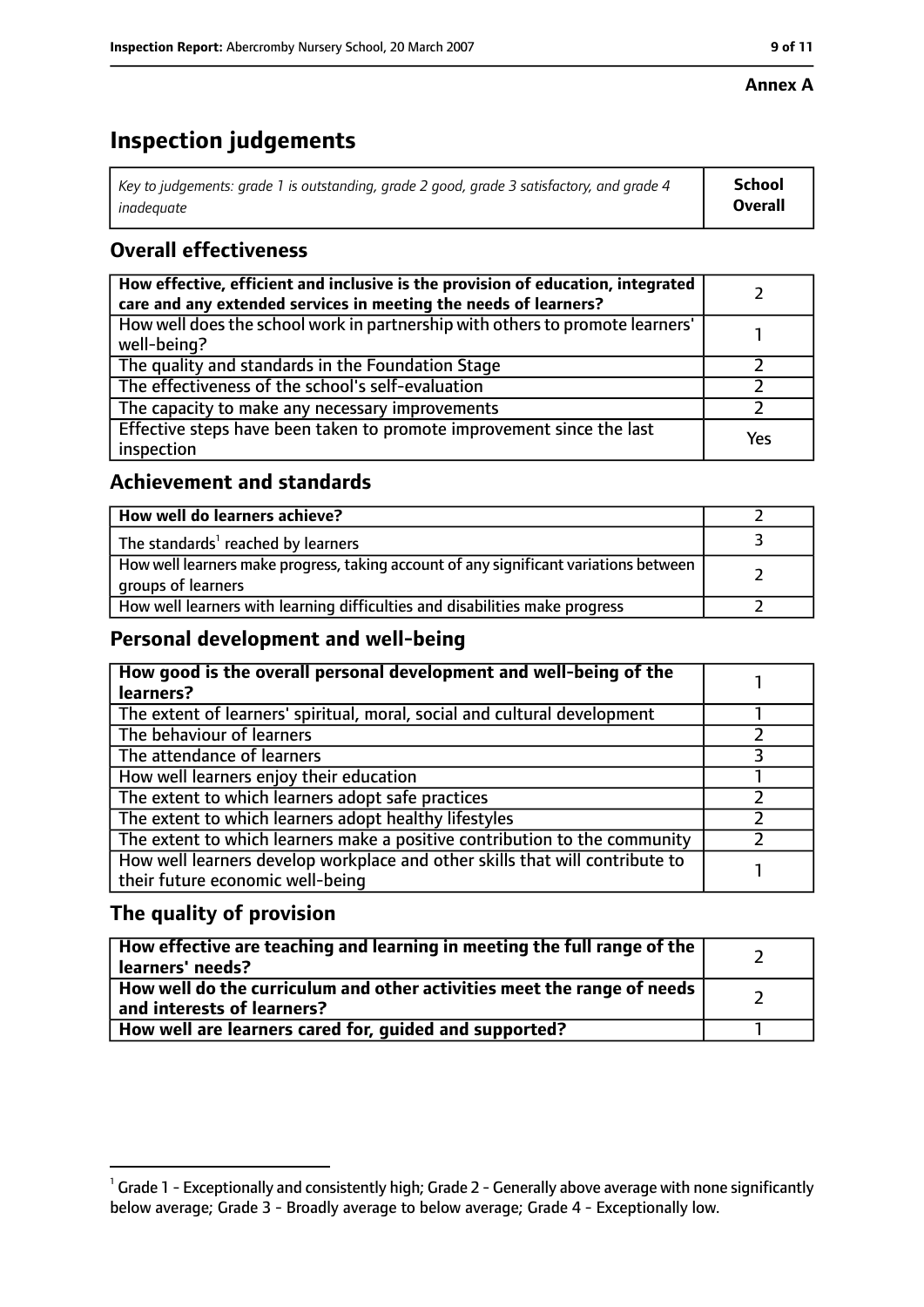**Annex A**

# Inspection judgements

| *Key to judgements: grade 1 is outstanding, grade 2 good, grade 3 satisfactory, and grade 4 inadequate* | **School Overall** |
|---|---|

## Overall effectiveness

| | |
|---|---|
| **How effective, efficient and inclusive is the provision of education, integrated care and any extended services in meeting the needs of learners?** | 2 |
| How well does the school work in partnership with others to promote learners' well-being? | 1 |
| The quality and standards in the Foundation Stage | 2 |
| The effectiveness of the school's self-evaluation | 2 |
| The capacity to make any necessary improvements | 2 |
| Effective steps have been taken to promote improvement since the last inspection | Yes |

## Achievement and standards

| | |
|---|---|
| **How well do learners achieve?** | 2 |
| The standards[1] reached by learners | 3 |
| How well learners make progress, taking account of any significant variations between groups of learners | 2 |
| How well learners with learning difficulties and disabilities make progress | 2 |

## Personal development and well-being

| | |
|---|---|
| **How good is the overall personal development and well-being of the learners?** | 1 |
| The extent of learners' spiritual, moral, social and cultural development | 1 |
| The behaviour of learners | 2 |
| The attendance of learners | 3 |
| How well learners enjoy their education | 1 |
| The extent to which learners adopt safe practices | 2 |
| The extent to which learners adopt healthy lifestyles | 2 |
| The extent to which learners make a positive contribution to the community | 2 |
| How well learners develop workplace and other skills that will contribute to their future economic well-being | 1 |

## The quality of provision

| | |
|---|---|
| **How effective are teaching and learning in meeting the full range of the learners' needs?** | 2 |
| **How well do the curriculum and other activities meet the range of needs and interests of learners?** | 2 |
| **How well are learners cared for, guided and supported?** | 1 |

[1] Grade 1 - Exceptionally and consistently high; Grade 2 - Generally above average with none significantly below average; Grade 3 - Broadly average to below average; Grade 4 - Exceptionally low.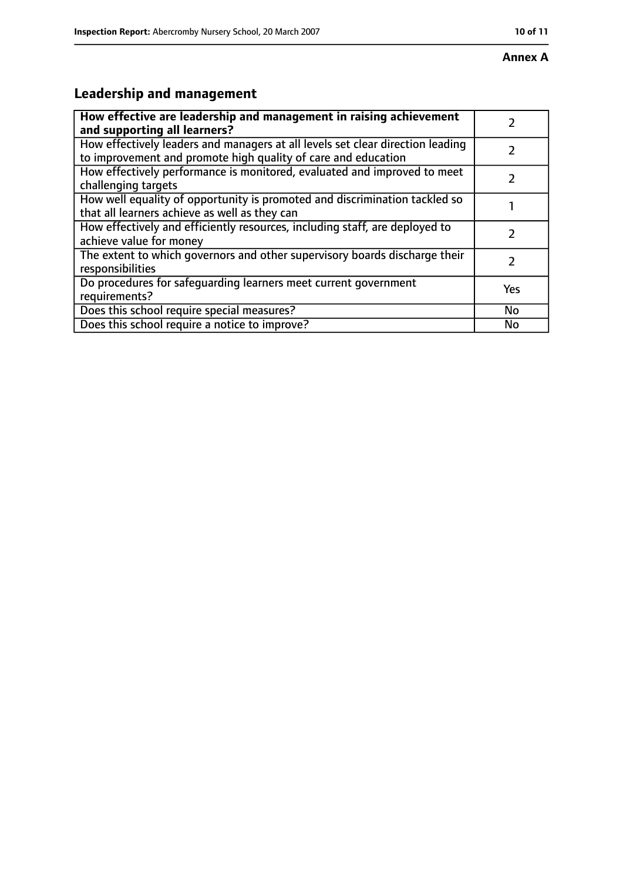**Annex A**

## Leadership and management

| **How effective are leadership and management in raising achievement and supporting all learners?** | 2 |
|---|---|
| How effectively leaders and managers at all levels set clear direction leading to improvement and promote high quality of care and education | 2 |
| How effectively performance is monitored, evaluated and improved to meet challenging targets | 2 |
| How well equality of opportunity is promoted and discrimination tackled so that all learners achieve as well as they can | 1 |
| How effectively and efficiently resources, including staff, are deployed to achieve value for money | 2 |
| The extent to which governors and other supervisory boards discharge their responsibilities | 2 |
| Do procedures for safeguarding learners meet current government requirements? | Yes |
| Does this school require special measures? | No |
| Does this school require a notice to improve? | No |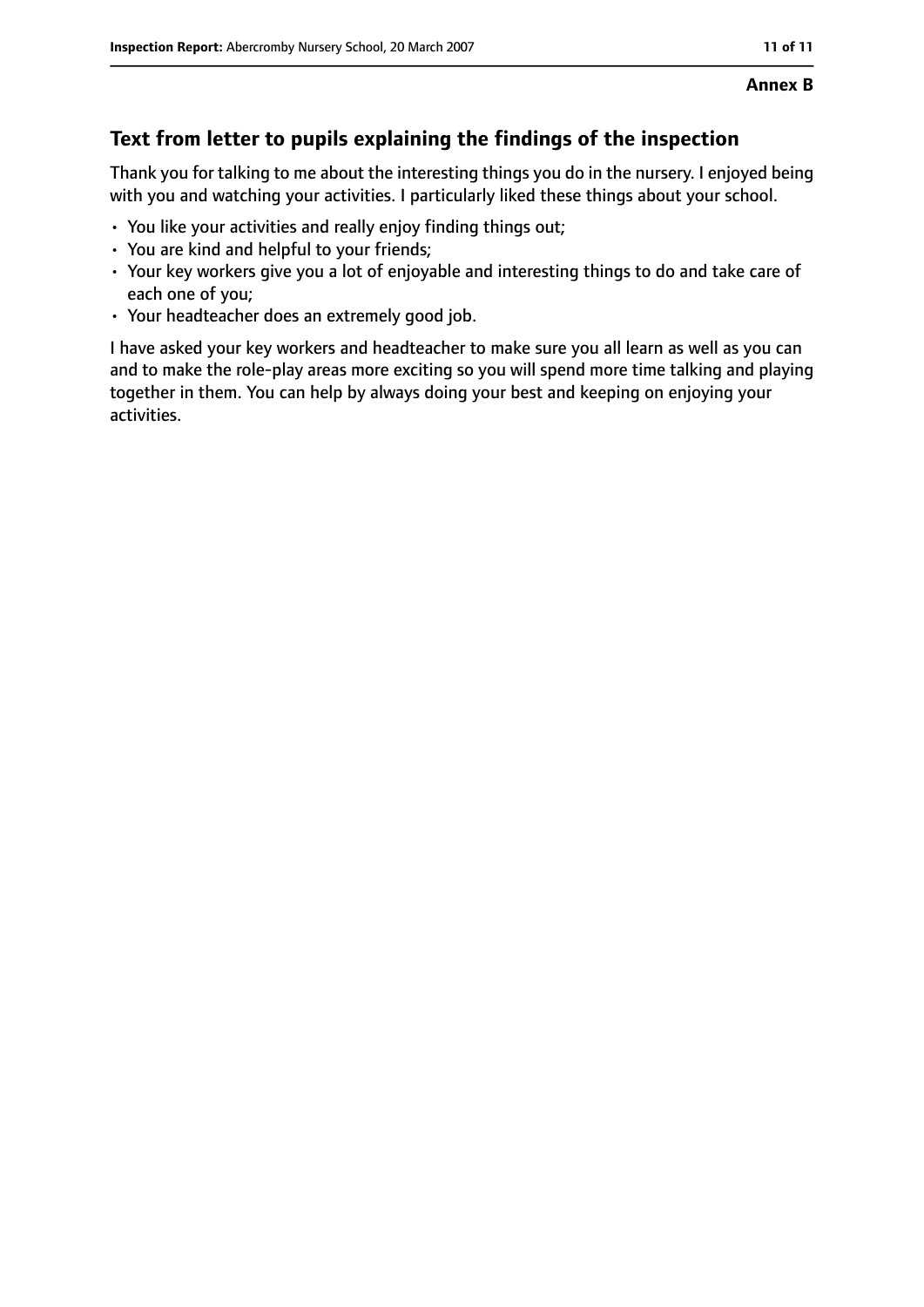**Annex B**

## Text from letter to pupils explaining the findings of the inspection

Thank you for talking to me about the interesting things you do in the nursery. I enjoyed being with you and watching your activities. I particularly liked these things about your school.

- You like your activities and really enjoy finding things out;
- You are kind and helpful to your friends;
- Your key workers give you a lot of enjoyable and interesting things to do and take care of each one of you;
- Your headteacher does an extremely good job.

I have asked your key workers and headteacher to make sure you all learn as well as you can and to make the role-play areas more exciting so you will spend more time talking and playing together in them. You can help by always doing your best and keeping on enjoying your activities.